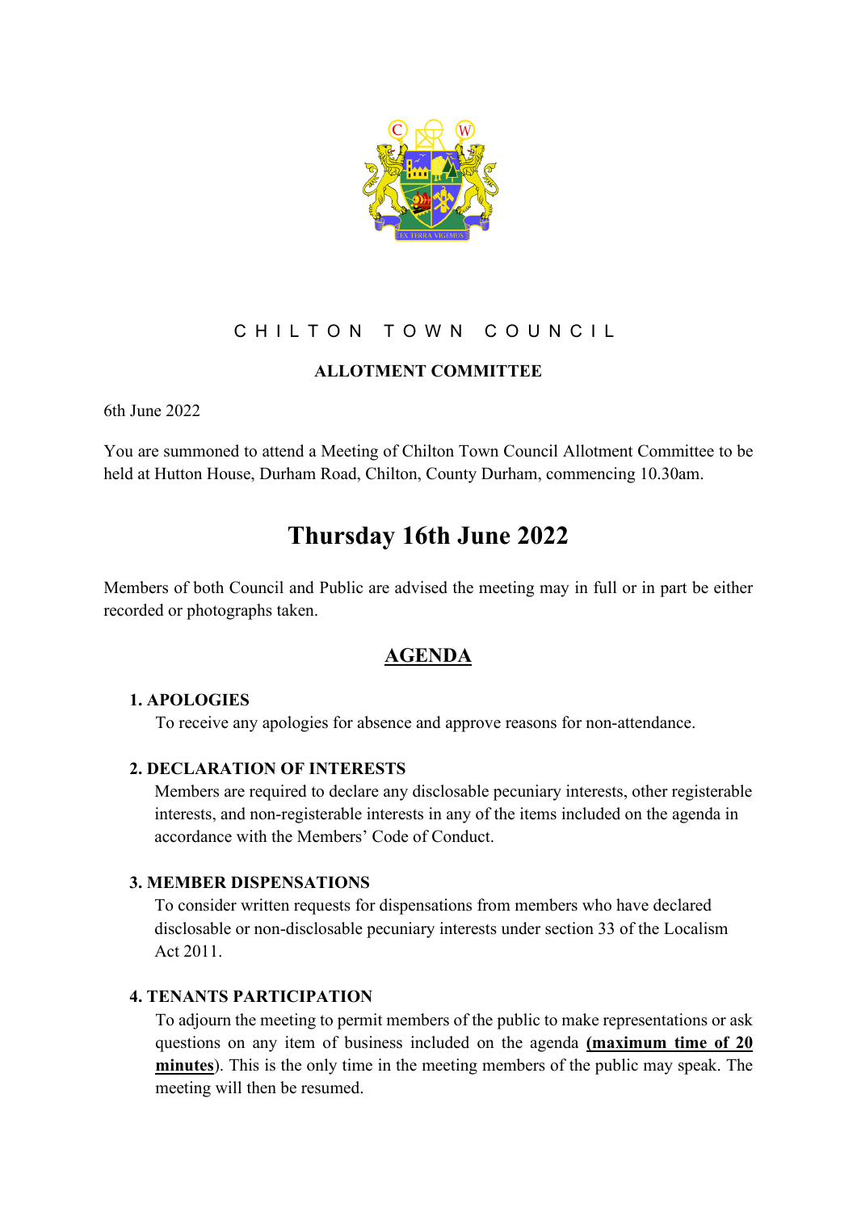# CHILTON TOWN COUNCIL

## ALLOTMENT COMMITTEE

6th June 2022

You are summoned to attend a Meeting of Chilton Town Council Allotment Committee to be held at Hutton House, Durham Road, Chilton, County Durham, commencing 10.30am.

# Thursday 16th June 2022

Members of both Council and Public are advised the meeting may in full or in part be either recorded or photographs taken.

## AGENDA

**1. APOLOGIES**

To receive any apologies for absence and approve reasons for non-attendance.

**2. DECLARATION OF INTERESTS**

Members are required to declare any disclosable pecuniary interests, other registerable interests, and non-registerable interests in any of the items included on the agenda in accordance with the Members' Code of Conduct.

**3. MEMBER DISPENSATIONS**

To consider written requests for dispensations from members who have declared disclosable or non-disclosable pecuniary interests under section 33 of the Localism Act 2011.

**4. TENANTS PARTICIPATION**

To adjourn the meeting to permit members of the public to make representations or ask questions on any item of business included on the agenda **(maximum time of 20 minutes)**. This is the only time in the meeting members of the public may speak. The meeting will then be resumed.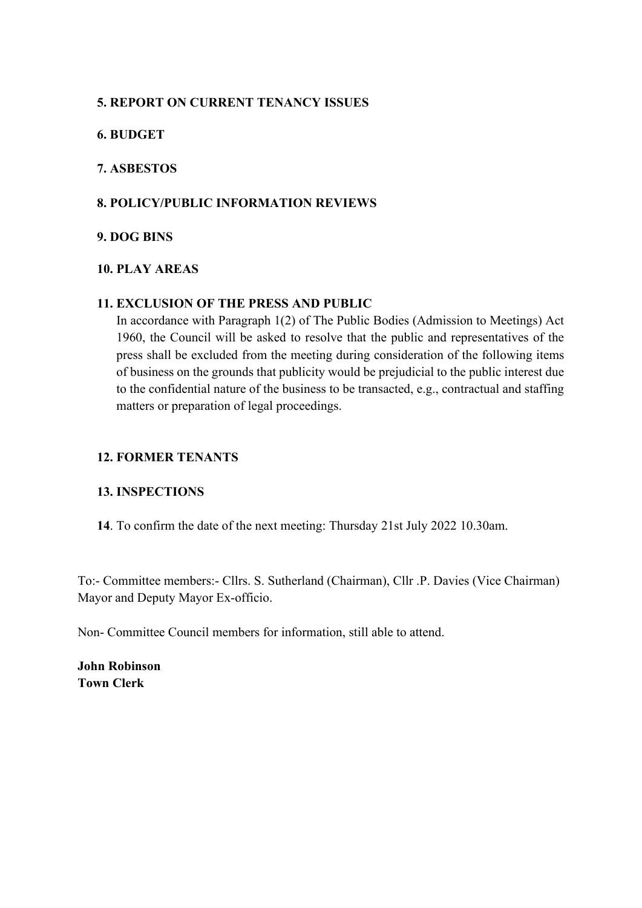**5. REPORT ON CURRENT TENANCY ISSUES**

**6. BUDGET**

**7. ASBESTOS**

**8. POLICY/PUBLIC INFORMATION REVIEWS**

**9. DOG BINS**

**10. PLAY AREAS**

**11. EXCLUSION OF THE PRESS AND PUBLIC**

In accordance with Paragraph 1(2) of The Public Bodies (Admission to Meetings) Act 1960, the Council will be asked to resolve that the public and representatives of the press shall be excluded from the meeting during consideration of the following items of business on the grounds that publicity would be prejudicial to the public interest due to the confidential nature of the business to be transacted, e.g., contractual and staffing matters or preparation of legal proceedings.

**12. FORMER TENANTS**

**13. INSPECTIONS**

**14**. To confirm the date of the next meeting: Thursday 21st July 2022 10.30am.

To:- Committee members:- Cllrs. S. Sutherland (Chairman), Cllr .P. Davies (Vice Chairman) Mayor and Deputy Mayor Ex-officio.

Non- Committee Council members for information, still able to attend.

**John Robinson**
**Town Clerk**